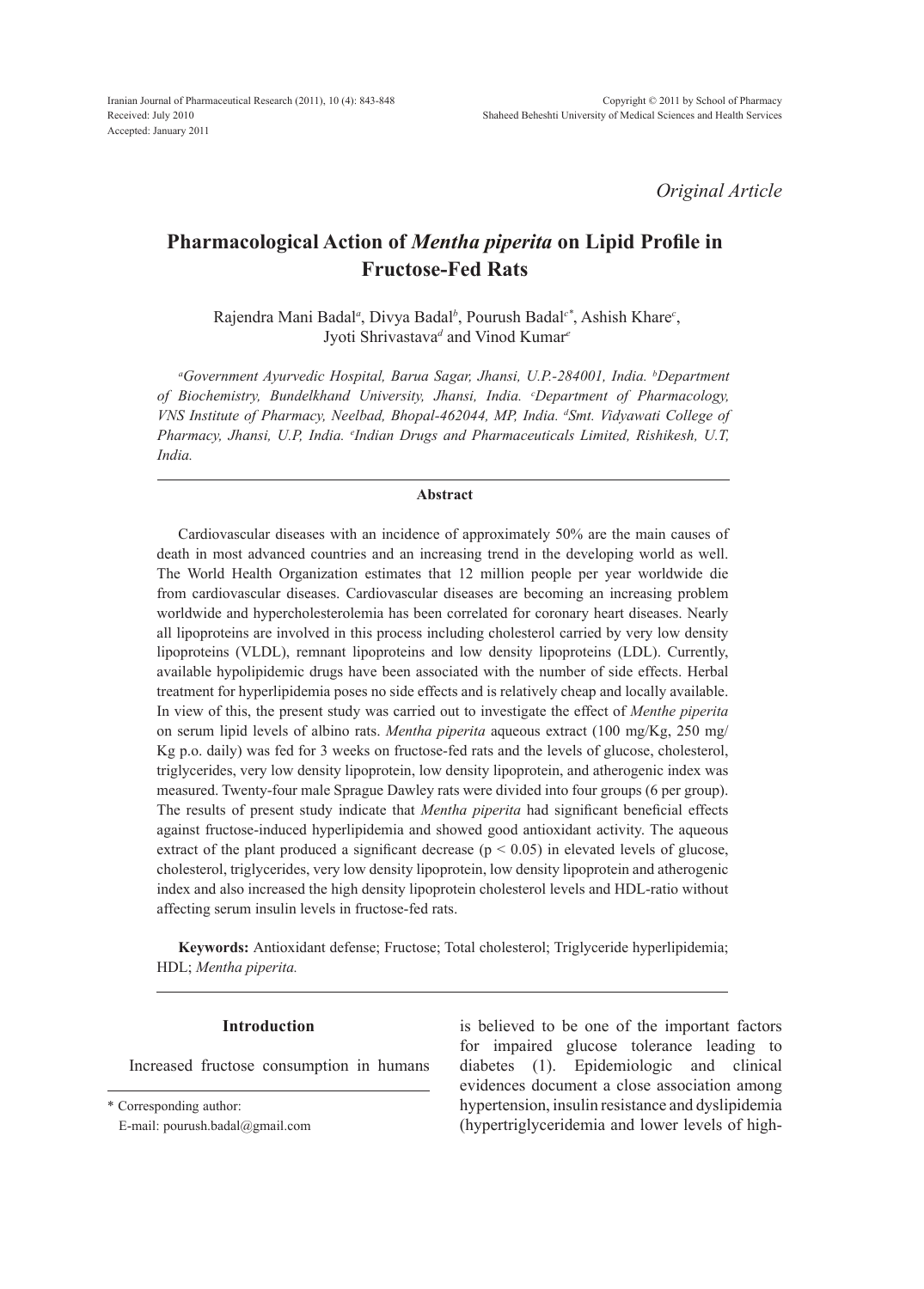*Original Article*

# Pharmacological Action of *Mentha piperita* on Lipid Profile in Fructose-Fed Rats

Rajendra Mani Badal[a], Divya Badal[b], Pourush Badal[c*], Ashish Khare[c], Jyoti Shrivastava[d] and Vinod Kumar[e]

*[a]Government Ayurvedic Hospital, Barua Sagar, Jhansi, U.P.-284001, India. [b]Department of Biochemistry, Bundelkhand University, Jhansi, India. [c]Department of Pharmacology, VNS Institute of Pharmacy, Neelbad, Bhopal-462044, MP, India. [d]Smt. Vidyawati College of Pharmacy, Jhansi, U.P, India. [e]Indian Drugs and Pharmaceuticals Limited, Rishikesh, U.T, India.*

### Abstract

Cardiovascular diseases with an incidence of approximately 50% are the main causes of death in most advanced countries and an increasing trend in the developing world as well. The World Health Organization estimates that 12 million people per year worldwide die from cardiovascular diseases. Cardiovascular diseases are becoming an increasing problem worldwide and hypercholesterolemia has been correlated for coronary heart diseases. Nearly all lipoproteins are involved in this process including cholesterol carried by very low density lipoproteins (VLDL), remnant lipoproteins and low density lipoproteins (LDL). Currently, available hypolipidemic drugs have been associated with the number of side effects. Herbal treatment for hyperlipidemia poses no side effects and is relatively cheap and locally available. In view of this, the present study was carried out to investigate the effect of *Menthe piperita* on serum lipid levels of albino rats. *Mentha piperita* aqueous extract (100 mg/Kg, 250 mg/Kg p.o. daily) was fed for 3 weeks on fructose-fed rats and the levels of glucose, cholesterol, triglycerides, very low density lipoprotein, low density lipoprotein, and atherogenic index was measured. Twenty-four male Sprague Dawley rats were divided into four groups (6 per group). The results of present study indicate that *Mentha piperita* had significant beneficial effects against fructose-induced hyperlipidemia and showed good antioxidant activity. The aqueous extract of the plant produced a significant decrease ($p < 0.05$) in elevated levels of glucose, cholesterol, triglycerides, very low density lipoprotein, low density lipoprotein and atherogenic index and also increased the high density lipoprotein cholesterol levels and HDL-ratio without affecting serum insulin levels in fructose-fed rats.

**Keywords:** Antioxidant defense; Fructose; Total cholesterol; Triglyceride hyperlipidemia; HDL; *Mentha piperita.*

## Introduction

Increased fructose consumption in humans is believed to be one of the important factors for impaired glucose tolerance leading to diabetes (1). Epidemiologic and clinical evidences document a close association among hypertension, insulin resistance and dyslipidemia (hypertriglyceridemia and lower levels of high-

\* Corresponding author:
E-mail: pourush.badal@gmail.com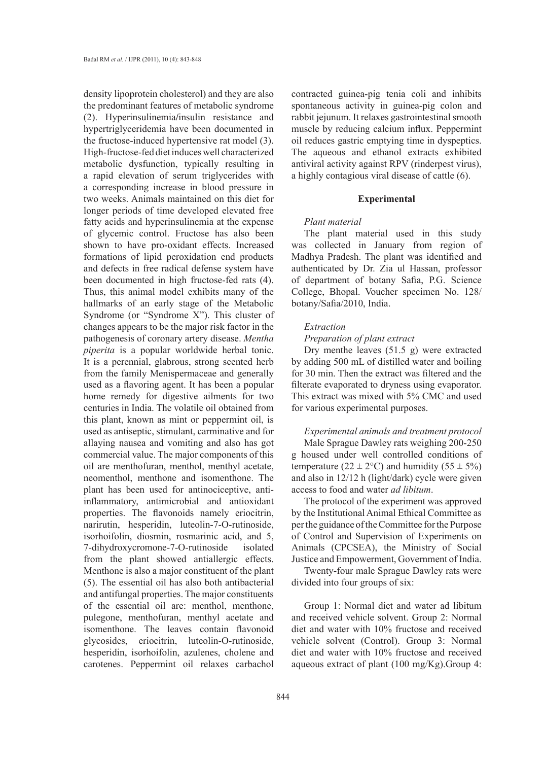density lipoprotein cholesterol) and they are also the predominant features of metabolic syndrome (2). Hyperinsulinemia/insulin resistance and hypertriglyceridemia have been documented in the fructose-induced hypertensive rat model (3). High-fructose-fed diet induces well characterized metabolic dysfunction, typically resulting in a rapid elevation of serum triglycerides with a corresponding increase in blood pressure in two weeks. Animals maintained on this diet for longer periods of time developed elevated free fatty acids and hyperinsulinemia at the expense of glycemic control. Fructose has also been shown to have pro-oxidant effects. Increased formations of lipid peroxidation end products and defects in free radical defense system have been documented in high fructose-fed rats (4). Thus, this animal model exhibits many of the hallmarks of an early stage of the Metabolic Syndrome (or "Syndrome X"). This cluster of changes appears to be the major risk factor in the pathogenesis of coronary artery disease. *Mentha piperita* is a popular worldwide herbal tonic. It is a perennial, glabrous, strong scented herb from the family Menispermaceae and generally used as a flavoring agent. It has been a popular home remedy for digestive ailments for two centuries in India. The volatile oil obtained from this plant, known as mint or peppermint oil, is used as antiseptic, stimulant, carminative and for allaying nausea and vomiting and also has got commercial value. The major components of this oil are menthofuran, menthol, menthyl acetate, neomenthol, menthone and isomenthone. The plant has been used for antinociceptive, anti-inflammatory, antimicrobial and antioxidant properties. The flavonoids namely eriocitrin, narirutin, hesperidin, luteolin-7-O-rutinoside, isorhoifolin, diosmin, rosmarinic acid, and 5, 7-dihydroxycromone-7-O-rutinoside isolated from the plant showed antiallergic effects. Menthone is also a major constituent of the plant (5). The essential oil has also both antibacterial and antifungal properties. The major constituents of the essential oil are: menthol, menthone, pulegone, menthofuran, menthyl acetate and isomenthone. The leaves contain flavonoid glycosides, eriocitrin, luteolin-O-rutinoside, hesperidin, isorhoifolin, azulenes, cholene and carotenes. Peppermint oil relaxes carbachol contracted guinea-pig tenia coli and inhibits spontaneous activity in guinea-pig colon and rabbit jejunum. It relaxes gastrointestinal smooth muscle by reducing calcium influx. Peppermint oil reduces gastric emptying time in dyspeptics. The aqueous and ethanol extracts exhibited antiviral activity against RPV (rinderpest virus), a highly contagious viral disease of cattle (6).

## Experimental

### *Plant material*

The plant material used in this study was collected in January from region of Madhya Pradesh. The plant was identified and authenticated by Dr. Zia ul Hassan, professor of department of botany Safia, P.G. Science College, Bhopal. Voucher specimen No. 128/ botany/Safia/2010, India.

### *Extraction*

#### *Preparation of plant extract*

Dry menthe leaves (51.5 g) were extracted by adding 500 mL of distilled water and boiling for 30 min. Then the extract was filtered and the filterate evaporated to dryness using evaporator. This extract was mixed with 5% CMC and used for various experimental purposes.

### *Experimental animals and treatment protocol*

Male Sprague Dawley rats weighing 200-250 g housed under well controlled conditions of temperature ($22 \pm 2$°C) and humidity ($55 \pm 5$%) and also in 12/12 h (light/dark) cycle were given access to food and water *ad libitum*.

The protocol of the experiment was approved by the Institutional Animal Ethical Committee as per the guidance of the Committee for the Purpose of Control and Supervision of Experiments on Animals (CPCSEA), the Ministry of Social Justice and Empowerment, Government of India.

Twenty-four male Sprague Dawley rats were divided into four groups of six:

Group 1: Normal diet and water ad libitum and received vehicle solvent. Group 2: Normal diet and water with 10% fructose and received vehicle solvent (Control). Group 3: Normal diet and water with 10% fructose and received aqueous extract of plant (100 mg/Kg).Group 4: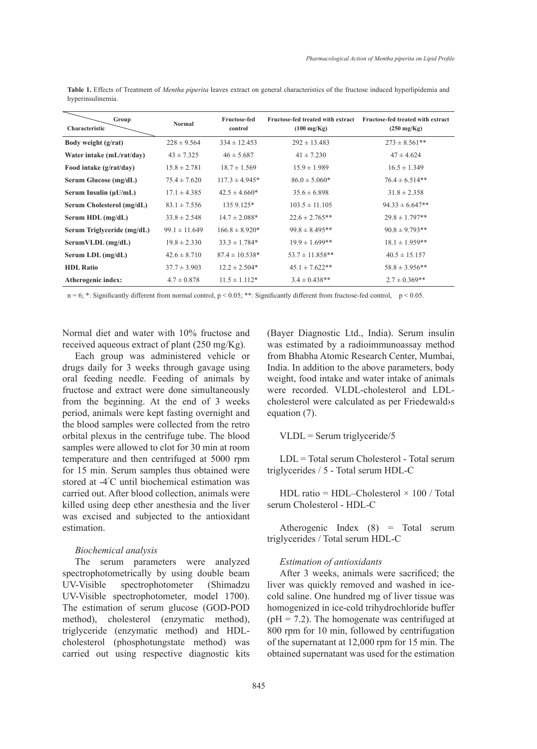**Table 1.** Effects of Treatment of *Mentha piperita* leaves extract on general characteristics of the fructose induced hyperlipidemia and hyperinsulinemia.

| Characteristic \ Group | Normal | Fructose-fed control | Fructose-fed treated with extract (100 mg/Kg) | Fructose-fed treated with extract (250 mg/Kg) |
|---|---|---|---|---|
| **Body weight (g/rat)** | 228 ± 9.564 | 334 ± 12.453 | 292 ± 13.483 | 273 ± 8.561** |
| **Water intake (mL/rat/day)** | 43 ± 7.325 | 46 ± 5.687 | 41 ± 7.230 | 47 ± 4.624 |
| **Food intake (g/rat/day)** | 15.8 ± 2.781 | 18.7 ± 1.569 | 15.9 ± 1.989 | 16.5 ± 1.349 |
| **Serum Glucose (mg/dL)** | 75.4 ± 7.620 | 117.3 ± 4.945* | 86.0 ± 5.060* | 76.4 ± 6.514** |
| **Serum Insulin (µU/mL)** | 17.1 ± 4.385 | 42.5 ± 4.660* | 35.6 ± 6.898 | 31.8 ± 2.358 |
| **Serum Cholesterol (mg/dL)** | 83.1 ± 7.556 | 135 9.125* | 103.5 ± 11.105 | 94.33 ± 6.647** |
| **Serum HDL (mg/dL)** | 33.8 ± 2.548 | 14.7 ± 2.088* | 22.6 ± 2.765** | 29.8 ± 1.797** |
| **Serum Triglyceride (mg/dL)** | 99.1 ± 11.649 | 166.8 ± 8.920* | 99.8 ± 8.495** | 90.8 ± 9.793** |
| **SerumVLDL (mg/dL)** | 19.8 ± 2.330 | 33.3 ± 1.784* | 19.9 ± 1.699** | 18.1 ± 1.959** |
| **Serum LDL (mg/dL)** | 42.6 ± 8.710 | 87.4 ± 10.538* | 53.7 ± 11.858** | 40.5 ± 15.157 |
| **HDL Ratio** | 37.7 ± 3.903 | 12.2 ± 2.504* | 45.1 ± 7.622** | 58.8 ± 3.956** |
| **Atherogenic index:** | 4.7 ± 0.878 | 11.5 ± 1.112* | 3.4 ± 0.438** | 2.7 ± 0.369** |

n = 6; *: Significantly different from normal control, $p < 0.05$; **: Significantly different from fructose-fed control, $p < 0.05$.

Normal diet and water with 10% fructose and received aqueous extract of plant (250 mg/Kg).

Each group was administered vehicle or drugs daily for 3 weeks through gavage using oral feeding needle. Feeding of animals by fructose and extract were done simultaneously from the beginning. At the end of 3 weeks period, animals were kept fasting overnight and the blood samples were collected from the retro orbital plexus in the centrifuge tube. The blood samples were allowed to clot for 30 min at room temperature and then centrifuged at 5000 rpm for 15 min. Serum samples thus obtained were stored at -4°C until biochemical estimation was carried out. After blood collection, animals were killed using deep ether anesthesia and the liver was excised and subjected to the antioxidant estimation.

*Biochemical analysis*

The serum parameters were analyzed spectrophotometrically by using double beam UV-Visible spectrophotometer (Shimadzu UV-Visible spectrophotometer, model 1700). The estimation of serum glucose (GOD-POD method), cholesterol (enzymatic method), triglyceride (enzymatic method) and HDL-cholesterol (phosphotungstate method) was carried out using respective diagnostic kits (Bayer Diagnostic Ltd., India). Serum insulin was estimated by a radioimmunoassay method from Bhabha Atomic Research Center, Mumbai, India. In addition to the above parameters, body weight, food intake and water intake of animals were recorded. VLDL-cholesterol and LDL-cholesterol were calculated as per Friedewald›s equation (7).

VLDL = Serum triglyceride/5

LDL = Total serum Cholesterol - Total serum triglycerides / 5 - Total serum HDL-C

HDL ratio = HDL–Cholesterol × 100 / Total serum Cholesterol - HDL-C

Atherogenic Index (8) = Total serum triglycerides / Total serum HDL-C

*Estimation of antioxidants*

After 3 weeks, animals were sacrificed; the liver was quickly removed and washed in ice-cold saline. One hundred mg of liver tissue was homogenized in ice-cold trihydrochloride buffer (pH = 7.2). The homogenate was centrifuged at 800 rpm for 10 min, followed by centrifugation of the supernatant at 12,000 rpm for 15 min. The obtained supernatant was used for the estimation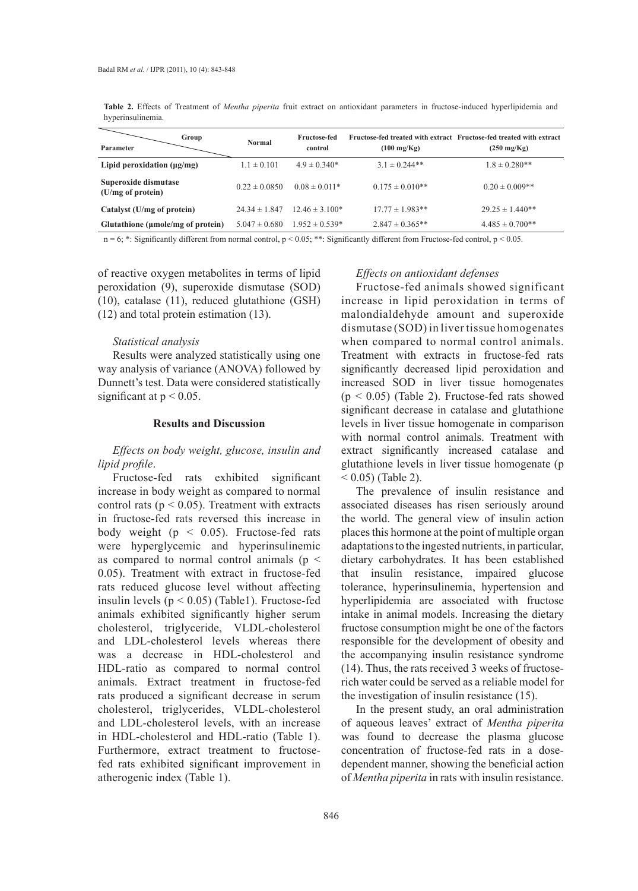**Table 2.** Effects of Treatment of *Mentha piperita* fruit extract on antioxidant parameters in fructose-induced hyperlipidemia and hyperinsulinemia.

| Parameter \ Group | Normal | Fructose-fed control | Fructose-fed treated with extract (100 mg/Kg) | Fructose-fed treated with extract (250 mg/Kg) |
|---|---|---|---|---|
| **Lipid peroxidation (μg/mg)** | 1.1 ± 0.101 | 4.9 ± 0.340* | 3.1 ± 0.244** | 1.8 ± 0.280** |
| **Superoxide dismutase (U/mg of protein)** | 0.22 ± 0.0850 | 0.08 ± 0.011* | 0.175 ± 0.010** | 0.20 ± 0.009** |
| **Catalyst (U/mg of protein)** | 24.34 ± 1.847 | 12.46 ± 3.100* | 17.77 ± 1.983** | 29.25 ± 1.440** |
| **Glutathione (μmole/mg of protein)** | 5.047 ± 0.680 | 1.952 ± 0.539* | 2.847 ± 0.365** | 4.485 ± 0.700** |

n = 6; *: Significantly different from normal control, $p < 0.05$; **: Significantly different from Fructose-fed control, $p < 0.05$.

of reactive oxygen metabolites in terms of lipid peroxidation (9), superoxide dismutase (SOD) (10), catalase (11), reduced glutathione (GSH) (12) and total protein estimation (13).

*Statistical analysis*

Results were analyzed statistically using one way analysis of variance (ANOVA) followed by Dunnett's test. Data were considered statistically significant at $p < 0.05$.

## Results and Discussion

*Effects on body weight, glucose, insulin and lipid profile*.

Fructose-fed rats exhibited significant increase in body weight as compared to normal control rats ($p < 0.05$). Treatment with extracts in fructose-fed rats reversed this increase in body weight ($p < 0.05$). Fructose-fed rats were hyperglycemic and hyperinsulinemic as compared to normal control animals ($p < 0.05$). Treatment with extract in fructose-fed rats reduced glucose level without affecting insulin levels ($p < 0.05$) (Table1). Fructose-fed animals exhibited significantly higher serum cholesterol, triglyceride, VLDL-cholesterol and LDL-cholesterol levels whereas there was a decrease in HDL-cholesterol and HDL-ratio as compared to normal control animals. Extract treatment in fructose-fed rats produced a significant decrease in serum cholesterol, triglycerides, VLDL-cholesterol and LDL-cholesterol levels, with an increase in HDL-cholesterol and HDL-ratio (Table 1). Furthermore, extract treatment to fructose-fed rats exhibited significant improvement in atherogenic index (Table 1).

*Effects on antioxidant defenses*

Fructose-fed animals showed significant increase in lipid peroxidation in terms of malondialdehyde amount and superoxide dismutase (SOD) in liver tissue homogenates when compared to normal control animals. Treatment with extracts in fructose-fed rats significantly decreased lipid peroxidation and increased SOD in liver tissue homogenates ($p < 0.05$) (Table 2). Fructose-fed rats showed significant decrease in catalase and glutathione levels in liver tissue homogenate in comparison with normal control animals. Treatment with extract significantly increased catalase and glutathione levels in liver tissue homogenate ($p < 0.05$) (Table 2).

The prevalence of insulin resistance and associated diseases has risen seriously around the world. The general view of insulin action places this hormone at the point of multiple organ adaptations to the ingested nutrients, in particular, dietary carbohydrates. It has been established that insulin resistance, impaired glucose tolerance, hyperinsulinemia, hypertension and hyperlipidemia are associated with fructose intake in animal models. Increasing the dietary fructose consumption might be one of the factors responsible for the development of obesity and the accompanying insulin resistance syndrome (14). Thus, the rats received 3 weeks of fructose-rich water could be served as a reliable model for the investigation of insulin resistance (15).

In the present study, an oral administration of aqueous leaves' extract of *Mentha piperita* was found to decrease the plasma glucose concentration of fructose-fed rats in a dose-dependent manner, showing the beneficial action of *Mentha piperita* in rats with insulin resistance.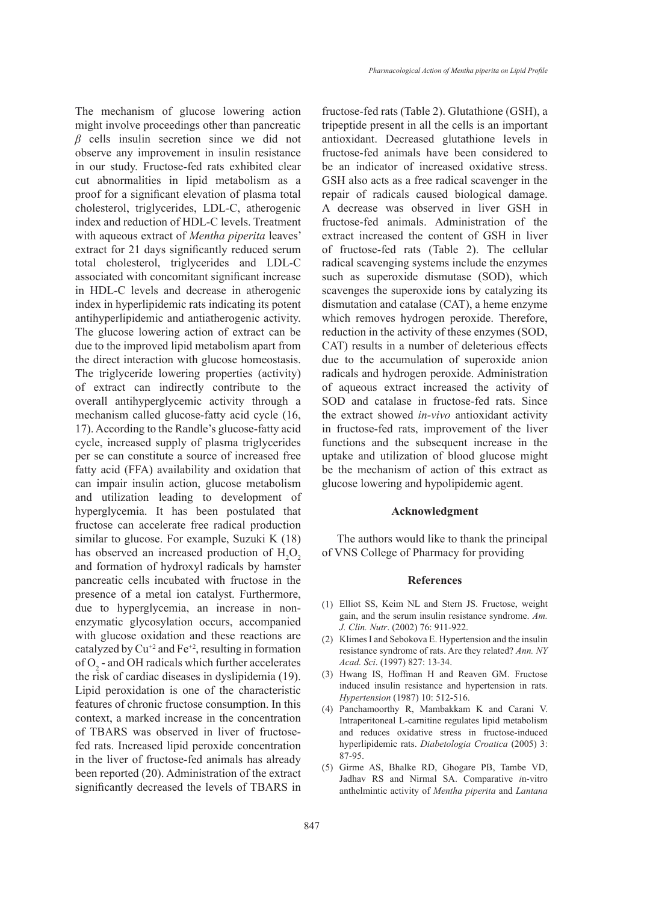The mechanism of glucose lowering action might involve proceedings other than pancreatic *β* cells insulin secretion since we did not observe any improvement in insulin resistance in our study. Fructose-fed rats exhibited clear cut abnormalities in lipid metabolism as a proof for a significant elevation of plasma total cholesterol, triglycerides, LDL-C, atherogenic index and reduction of HDL-C levels. Treatment with aqueous extract of *Mentha piperita* leaves' extract for 21 days significantly reduced serum total cholesterol, triglycerides and LDL-C associated with concomitant significant increase in HDL-C levels and decrease in atherogenic index in hyperlipidemic rats indicating its potent antihyperlipidemic and antiatherogenic activity. The glucose lowering action of extract can be due to the improved lipid metabolism apart from the direct interaction with glucose homeostasis. The triglyceride lowering properties (activity) of extract can indirectly contribute to the overall antihyperglycemic activity through a mechanism called glucose-fatty acid cycle (16, 17). According to the Randle's glucose-fatty acid cycle, increased supply of plasma triglycerides per se can constitute a source of increased free fatty acid (FFA) availability and oxidation that can impair insulin action, glucose metabolism and utilization leading to development of hyperglycemia. It has been postulated that fructose can accelerate free radical production similar to glucose. For example, Suzuki K (18) has observed an increased production of $H_2O_2$ and formation of hydroxyl radicals by hamster pancreatic cells incubated with fructose in the presence of a metal ion catalyst. Furthermore, due to hyperglycemia, an increase in non-enzymatic glycosylation occurs, accompanied with glucose oxidation and these reactions are catalyzed by $Cu^{+2}$ and $Fe^{+2}$, resulting in formation of $O_2$ - and OH radicals which further accelerates the risk of cardiac diseases in dyslipidemia (19). Lipid peroxidation is one of the characteristic features of chronic fructose consumption. In this context, a marked increase in the concentration of TBARS was observed in liver of fructose-fed rats. Increased lipid peroxide concentration in the liver of fructose-fed animals has already been reported (20). Administration of the extract significantly decreased the levels of TBARS in fructose-fed rats (Table 2). Glutathione (GSH), a tripeptide present in all the cells is an important antioxidant. Decreased glutathione levels in fructose-fed animals have been considered to be an indicator of increased oxidative stress. GSH also acts as a free radical scavenger in the repair of radicals caused biological damage. A decrease was observed in liver GSH in fructose-fed animals. Administration of the extract increased the content of GSH in liver of fructose-fed rats (Table 2). The cellular radical scavenging systems include the enzymes such as superoxide dismutase (SOD), which scavenges the superoxide ions by catalyzing its dismutation and catalase (CAT), a heme enzyme which removes hydrogen peroxide. Therefore, reduction in the activity of these enzymes (SOD, CAT) results in a number of deleterious effects due to the accumulation of superoxide anion radicals and hydrogen peroxide. Administration of aqueous extract increased the activity of SOD and catalase in fructose-fed rats. Since the extract showed *in-vivo* antioxidant activity in fructose-fed rats, improvement of the liver functions and the subsequent increase in the uptake and utilization of blood glucose might be the mechanism of action of this extract as glucose lowering and hypolipidemic agent.

## Acknowledgment

The authors would like to thank the principal of VNS College of Pharmacy for providing

## References

(1) Elliot SS, Keim NL and Stern JS. Fructose, weight gain, and the serum insulin resistance syndrome. *Am. J. Clin. Nutr*. (2002) 76: 911-922.

(2) Klimes I and Sebokova E. Hypertension and the insulin resistance syndrome of rats. Are they related? *Ann. NY Acad. Sci*. (1997) 827: 13-34.

(3) Hwang IS, Hoffman H and Reaven GM. Fructose induced insulin resistance and hypertension in rats. *Hypertension* (1987) 10: 512-516.

(4) Panchamoorthy R, Mambakkam K and Carani V. Intraperitoneal L-carnitine regulates lipid metabolism and reduces oxidative stress in fructose-induced hyperlipidemic rats. *Diabetologia Croatica* (2005) 3: 87-95.

(5) Girme AS, Bhalke RD, Ghogare PB, Tambe VD, Jadhav RS and Nirmal SA. Comparative *in*-vitro anthelmintic activity of *Mentha piperita* and *Lantana*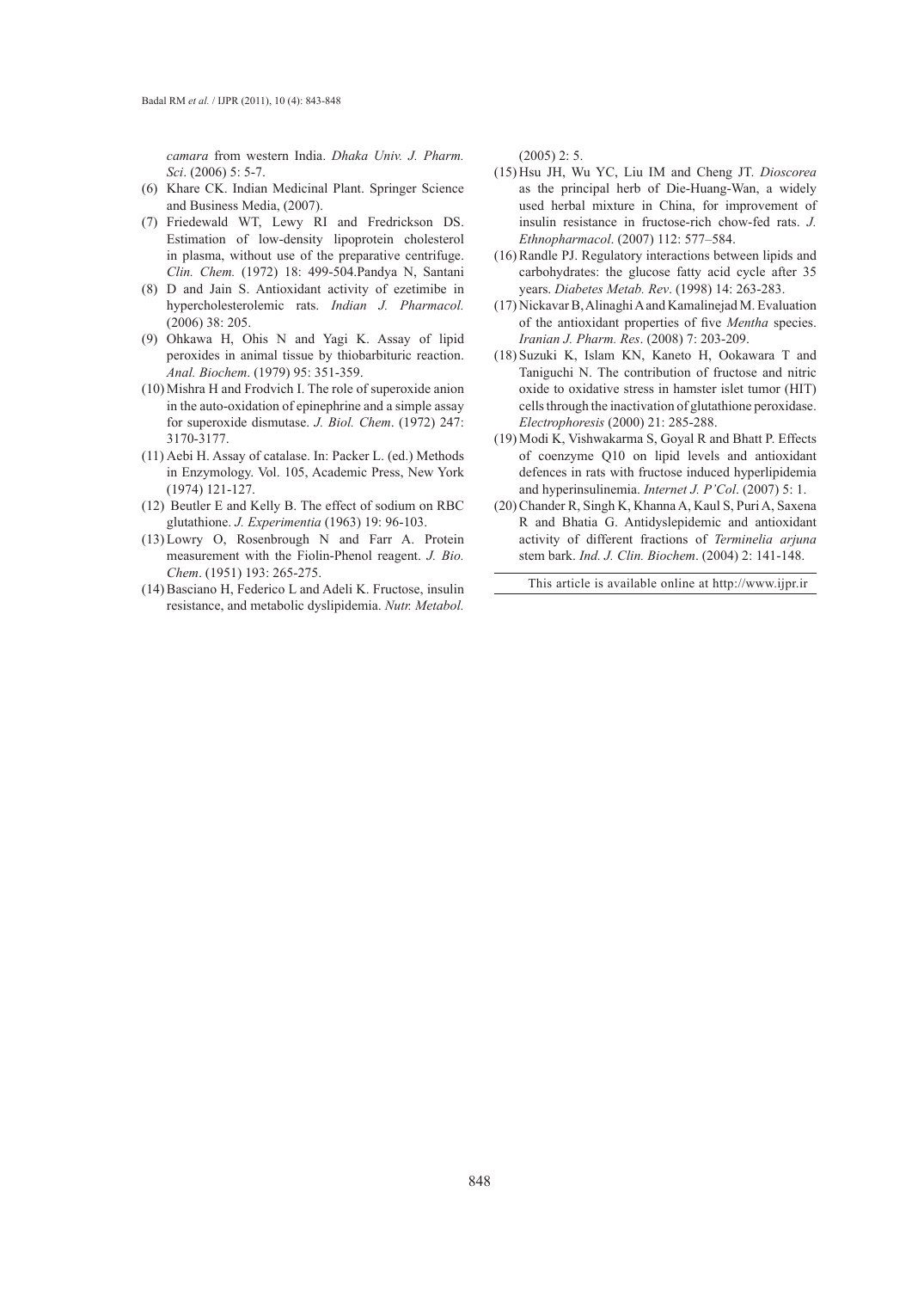*camara* from western India. *Dhaka Univ. J. Pharm. Sci*. (2006) 5: 5-7.

(6) Khare CK. Indian Medicinal Plant. Springer Science and Business Media, (2007).

(7) Friedewald WT, Lewy RI and Fredrickson DS. Estimation of low-density lipoprotein cholesterol in plasma, without use of the preparative centrifuge. *Clin. Chem.* (1972) 18: 499-504.Pandya N, Santani

(8) D and Jain S. Antioxidant activity of ezetimibe in hypercholesterolemic rats. *Indian J. Pharmacol.* (2006) 38: 205.

(9) Ohkawa H, Ohis N and Yagi K. Assay of lipid peroxides in animal tissue by thiobarbituric reaction. *Anal. Biochem*. (1979) 95: 351-359.

(10) Mishra H and Frodvich I. The role of superoxide anion in the auto-oxidation of epinephrine and a simple assay for superoxide dismutase. *J. Biol. Chem*. (1972) 247: 3170-3177.

(11) Aebi H. Assay of catalase. In: Packer L. (ed.) Methods in Enzymology. Vol. 105, Academic Press, New York (1974) 121-127.

(12) Beutler E and Kelly B. The effect of sodium on RBC glutathione. *J. Experimentia* (1963) 19: 96-103.

(13) Lowry O, Rosenbrough N and Farr A. Protein measurement with the Fiolin-Phenol reagent. *J. Bio. Chem*. (1951) 193: 265-275.

(14) Basciano H, Federico L and Adeli K. Fructose, insulin resistance, and metabolic dyslipidemia. *Nutr. Metabol.* (2005) 2: 5.

(15) Hsu JH, Wu YC, Liu IM and Cheng JT. *Dioscorea* as the principal herb of Die-Huang-Wan, a widely used herbal mixture in China, for improvement of insulin resistance in fructose-rich chow-fed rats. *J. Ethnopharmacol*. (2007) 112: 577–584.

(16) Randle PJ. Regulatory interactions between lipids and carbohydrates: the glucose fatty acid cycle after 35 years. *Diabetes Metab. Rev*. (1998) 14: 263-283.

(17) Nickavar B, Alinaghi A and Kamalinejad M. Evaluation of the antioxidant properties of five *Mentha* species. *Iranian J. Pharm. Res*. (2008) 7: 203-209.

(18) Suzuki K, Islam KN, Kaneto H, Ookawara T and Taniguchi N. The contribution of fructose and nitric oxide to oxidative stress in hamster islet tumor (HIT) cells through the inactivation of glutathione peroxidase. *Electrophoresis* (2000) 21: 285-288.

(19) Modi K, Vishwakarma S, Goyal R and Bhatt P. Effects of coenzyme Q10 on lipid levels and antioxidant defences in rats with fructose induced hyperlipidemia and hyperinsulinemia. *Internet J. P'Col*. (2007) 5: 1.

(20) Chander R, Singh K, Khanna A, Kaul S, Puri A, Saxena R and Bhatia G. Antidyslepidemic and antioxidant activity of different fractions of *Terminelia arjuna* stem bark. *Ind. J. Clin. Biochem*. (2004) 2: 141-148.

This article is available online at http://www.ijpr.ir